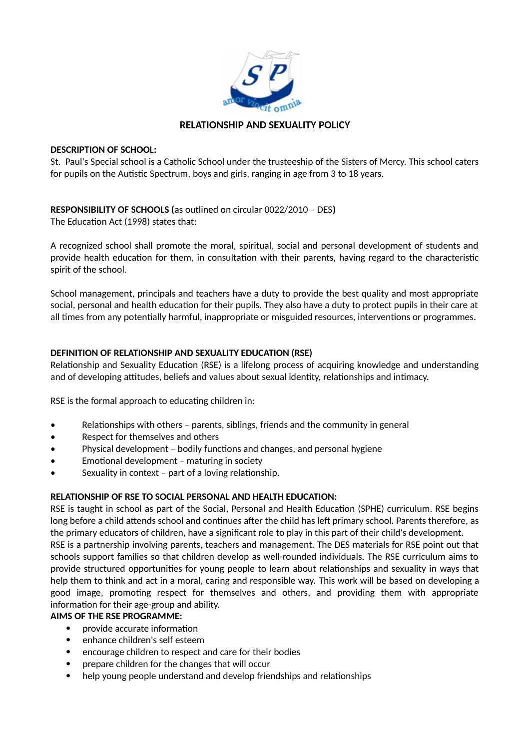# RELATIONSHIP AND SEXUALITY POLICY

**DESCRIPTION OF SCHOOL:**
St. Paul's Special school is a Catholic School under the trusteeship of the Sisters of Mercy. This school caters for pupils on the Autistic Spectrum, boys and girls, ranging in age from 3 to 18 years.

**RESPONSIBILITY OF SCHOOLS (**as outlined on circular 0022/2010 – DES**)**
The Education Act (1998) states that:

A recognized school shall promote the moral, spiritual, social and personal development of students and provide health education for them, in consultation with their parents, having regard to the characteristic spirit of the school.

School management, principals and teachers have a duty to provide the best quality and most appropriate social, personal and health education for their pupils. They also have a duty to protect pupils in their care at all times from any potentially harmful, inappropriate or misguided resources, interventions or programmes.

**DEFINITION OF RELATIONSHIP AND SEXUALITY EDUCATION (RSE)**
Relationship and Sexuality Education (RSE) is a lifelong process of acquiring knowledge and understanding and of developing attitudes, beliefs and values about sexual identity, relationships and intimacy.

RSE is the formal approach to educating children in:

- Relationships with others – parents, siblings, friends and the community in general
- Respect for themselves and others
- Physical development – bodily functions and changes, and personal hygiene
- Emotional development – maturing in society
- Sexuality in context – part of a loving relationship.

**RELATIONSHIP OF RSE TO SOCIAL PERSONAL AND HEALTH EDUCATION:**
RSE is taught in school as part of the Social, Personal and Health Education (SPHE) curriculum. RSE begins long before a child attends school and continues after the child has left primary school. Parents therefore, as the primary educators of children, have a significant role to play in this part of their child's development.
RSE is a partnership involving parents, teachers and management. The DES materials for RSE point out that schools support families so that children develop as well-rounded individuals. The RSE curriculum aims to provide structured opportunities for young people to learn about relationships and sexuality in ways that help them to think and act in a moral, caring and responsible way. This work will be based on developing a good image, promoting respect for themselves and others, and providing them with appropriate information for their age-group and ability.

**AIMS OF THE RSE PROGRAMME:**

- provide accurate information
- enhance children's self esteem
- encourage children to respect and care for their bodies
- prepare children for the changes that will occur
- help young people understand and develop friendships and relationships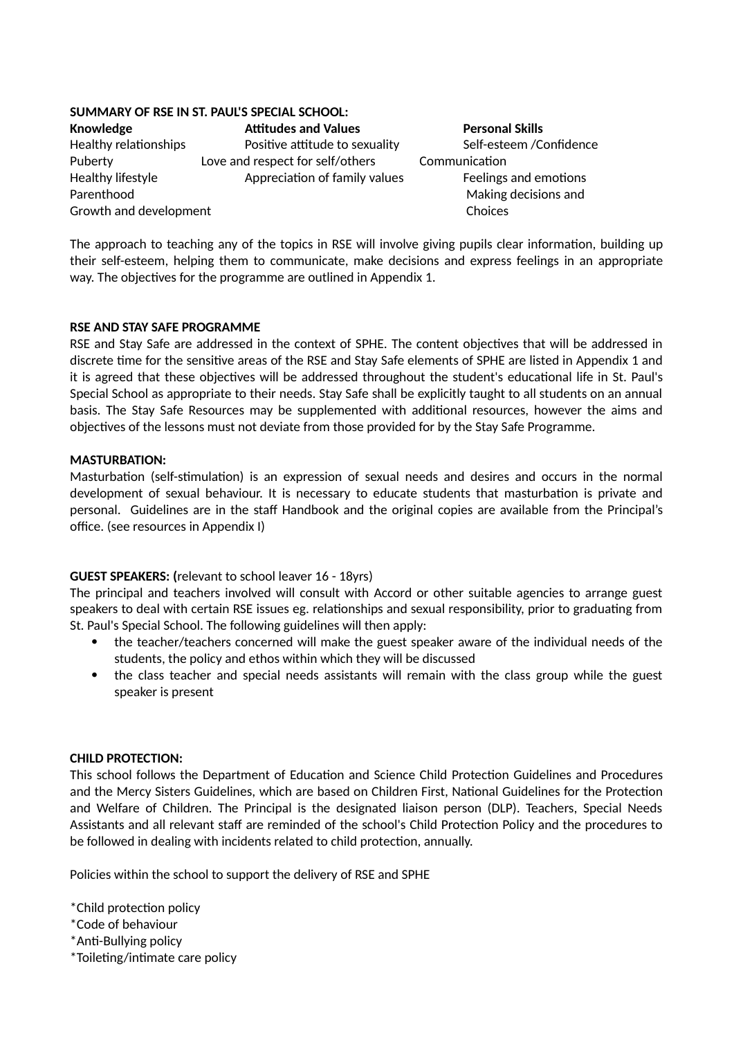**SUMMARY OF RSE IN ST. PAUL'S SPECIAL SCHOOL:**

| **Knowledge** | **Attitudes and Values** | **Personal Skills** |
|---|---|---|
| Healthy relationships | Positive attitude to sexuality | Self-esteem /Confidence |
| Puberty | Love and respect for self/others | Communication |
| Healthy lifestyle | Appreciation of family values | Feelings and emotions |
| Parenthood | | Making decisions and Choices |
| Growth and development | | |

The approach to teaching any of the topics in RSE will involve giving pupils clear information, building up their self-esteem, helping them to communicate, make decisions and express feelings in an appropriate way. The objectives for the programme are outlined in Appendix 1.

**RSE AND STAY SAFE PROGRAMME**

RSE and Stay Safe are addressed in the context of SPHE. The content objectives that will be addressed in discrete time for the sensitive areas of the RSE and Stay Safe elements of SPHE are listed in Appendix 1 and it is agreed that these objectives will be addressed throughout the student's educational life in St. Paul's Special School as appropriate to their needs. Stay Safe shall be explicitly taught to all students on an annual basis. The Stay Safe Resources may be supplemented with additional resources, however the aims and objectives of the lessons must not deviate from those provided for by the Stay Safe Programme.

**MASTURBATION:**

Masturbation (self-stimulation) is an expression of sexual needs and desires and occurs in the normal development of sexual behaviour. It is necessary to educate students that masturbation is private and personal. Guidelines are in the staff Handbook and the original copies are available from the Principal's office. (see resources in Appendix I)

**GUEST SPEAKERS: (**relevant to school leaver 16 - 18yrs)

The principal and teachers involved will consult with Accord or other suitable agencies to arrange guest speakers to deal with certain RSE issues eg. relationships and sexual responsibility, prior to graduating from St. Paul's Special School. The following guidelines will then apply:

- the teacher/teachers concerned will make the guest speaker aware of the individual needs of the students, the policy and ethos within which they will be discussed
- the class teacher and special needs assistants will remain with the class group while the guest speaker is present

**CHILD PROTECTION:**

This school follows the Department of Education and Science Child Protection Guidelines and Procedures and the Mercy Sisters Guidelines, which are based on Children First, National Guidelines for the Protection and Welfare of Children. The Principal is the designated liaison person (DLP). Teachers, Special Needs Assistants and all relevant staff are reminded of the school's Child Protection Policy and the procedures to be followed in dealing with incidents related to child protection, annually.

Policies within the school to support the delivery of RSE and SPHE

*Child protection policy
*Code of behaviour
*Anti-Bullying policy
*Toileting/intimate care policy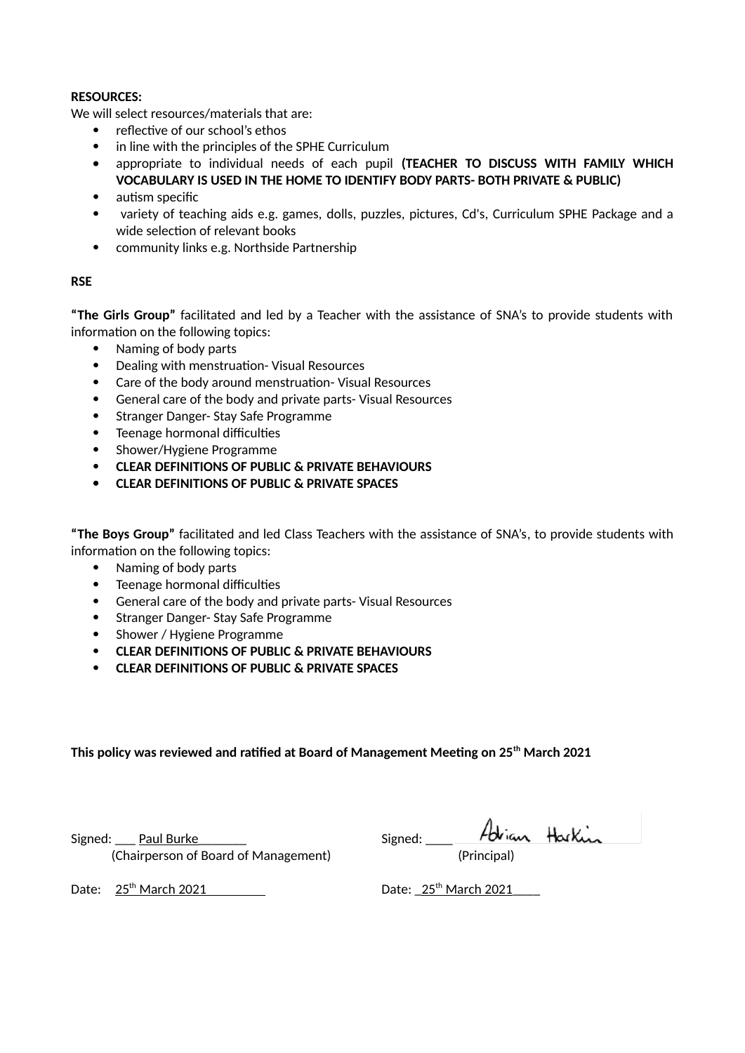**RESOURCES:**

We will select resources/materials that are:

- reflective of our school's ethos
- in line with the principles of the SPHE Curriculum
- appropriate to individual needs of each pupil **(TEACHER TO DISCUSS WITH FAMILY WHICH VOCABULARY IS USED IN THE HOME TO IDENTIFY BODY PARTS- BOTH PRIVATE & PUBLIC)**
- autism specific
- variety of teaching aids e.g. games, dolls, puzzles, pictures, Cd's, Curriculum SPHE Package and a wide selection of relevant books
- community links e.g. Northside Partnership

**RSE**

**"The Girls Group"** facilitated and led by a Teacher with the assistance of SNA's to provide students with information on the following topics:

- Naming of body parts
- Dealing with menstruation- Visual Resources
- Care of the body around menstruation- Visual Resources
- General care of the body and private parts- Visual Resources
- Stranger Danger- Stay Safe Programme
- Teenage hormonal difficulties
- Shower/Hygiene Programme
- **CLEAR DEFINITIONS OF PUBLIC & PRIVATE BEHAVIOURS**
- **CLEAR DEFINITIONS OF PUBLIC & PRIVATE SPACES**

**"The Boys Group"** facilitated and led Class Teachers with the assistance of SNA's, to provide students with information on the following topics:

- Naming of body parts
- Teenage hormonal difficulties
- General care of the body and private parts- Visual Resources
- Stranger Danger- Stay Safe Programme
- Shower / Hygiene Programme
- **CLEAR DEFINITIONS OF PUBLIC & PRIVATE BEHAVIOURS**
- **CLEAR DEFINITIONS OF PUBLIC & PRIVATE SPACES**

**This policy was reviewed and ratified at Board of Management Meeting on 25th March 2021**

Signed: ___ Paul Burke_______ (Chairperson of Board of Management)

Date: 25th March 2021

Signed: ____ Adrian Harkin (Principal)

Date: _25th March 2021____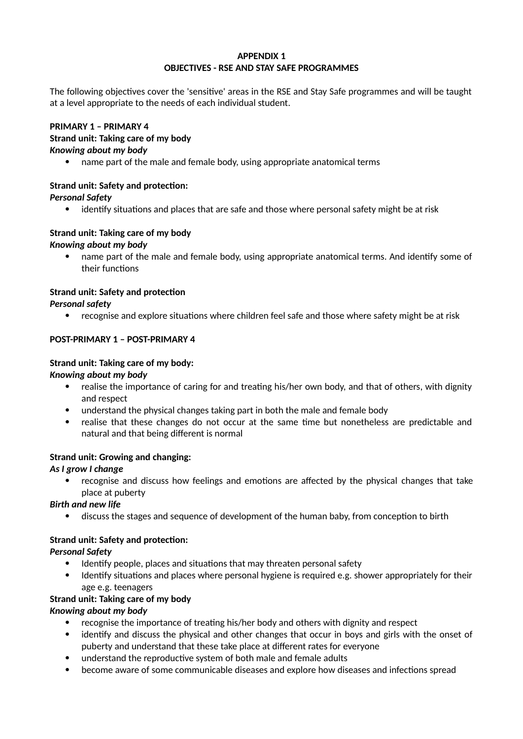**APPENDIX 1**
**OBJECTIVES - RSE AND STAY SAFE PROGRAMMES**

The following objectives cover the 'sensitive' areas in the RSE and Stay Safe programmes and will be taught at a level appropriate to the needs of each individual student.

**PRIMARY 1 – PRIMARY 4**
**Strand unit: Taking care of my body**
***Knowing about my body***

- name part of the male and female body, using appropriate anatomical terms

**Strand unit: Safety and protection:**
***Personal Safety***

- identify situations and places that are safe and those where personal safety might be at risk

**Strand unit: Taking care of my body**
***Knowing about my body***

- name part of the male and female body, using appropriate anatomical terms. And identify some of their functions

**Strand unit: Safety and protection**
***Personal safety***

- recognise and explore situations where children feel safe and those where safety might be at risk

**POST-PRIMARY 1 – POST-PRIMARY 4**

**Strand unit: Taking care of my body:**
***Knowing about my body***

- realise the importance of caring for and treating his/her own body, and that of others, with dignity and respect
- understand the physical changes taking part in both the male and female body
- realise that these changes do not occur at the same time but nonetheless are predictable and natural and that being different is normal

**Strand unit: Growing and changing:**
***As I grow I change***

- recognise and discuss how feelings and emotions are affected by the physical changes that take place at puberty

***Birth and new life***

- discuss the stages and sequence of development of the human baby, from conception to birth

**Strand unit: Safety and protection:**
***Personal Safety***

- Identify people, places and situations that may threaten personal safety
- Identify situations and places where personal hygiene is required e.g. shower appropriately for their age e.g. teenagers

**Strand unit: Taking care of my body**
***Knowing about my body***

- recognise the importance of treating his/her body and others with dignity and respect
- identify and discuss the physical and other changes that occur in boys and girls with the onset of puberty and understand that these take place at different rates for everyone
- understand the reproductive system of both male and female adults
- become aware of some communicable diseases and explore how diseases and infections spread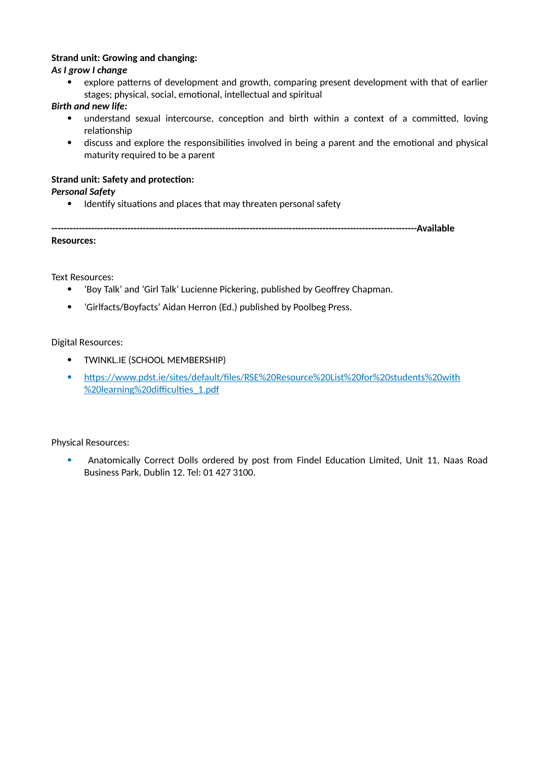**Strand unit: Growing and changing:**

***As I grow I change***

- explore patterns of development and growth, comparing present development with that of earlier stages; physical, social, emotional, intellectual and spiritual

***Birth and new life:***

- understand sexual intercourse, conception and birth within a context of a committed, loving relationship
- discuss and explore the responsibilities involved in being a parent and the emotional and physical maturity required to be a parent

**Strand unit: Safety and protection:**

***Personal Safety***

- Identify situations and places that may threaten personal safety

**------------------------------------------------------------------------------------------------------------------Available Resources:**

Text Resources:

- 'Boy Talk' and 'Girl Talk' Lucienne Pickering, published by Geoffrey Chapman.
- 'Girlfacts/Boyfacts' Aidan Herron (Ed.) published by Poolbeg Press.

Digital Resources:

- TWINKL.IE (SCHOOL MEMBERSHIP)
- [https://www.pdst.ie/sites/default/files/RSE%20Resource%20List%20for%20students%20with%20learning%20difficulties_1.pdf](https://www.pdst.ie/sites/default/files/RSE%20Resource%20List%20for%20students%20with%20learning%20difficulties_1.pdf)

Physical Resources:

- Anatomically Correct Dolls ordered by post from Findel Education Limited, Unit 11, Naas Road Business Park, Dublin 12. Tel: 01 427 3100.